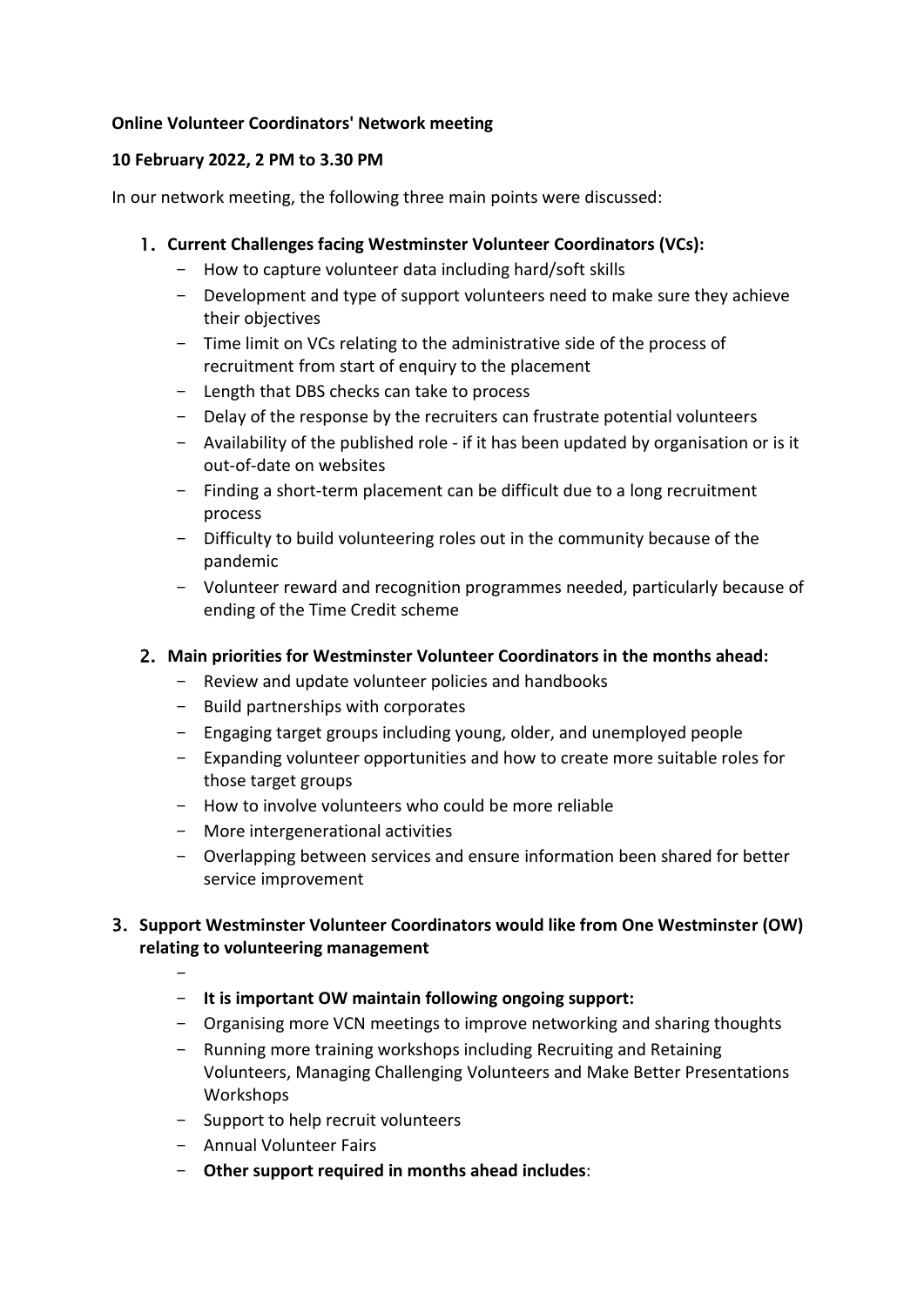**Online Volunteer Coordinators' Network meeting**

**10 February 2022, 2 PM to 3.30 PM**

In our network meeting, the following three main points were discussed:

1. **Current Challenges facing Westminster Volunteer Coordinators (VCs):**
   - How to capture volunteer data including hard/soft skills
   - Development and type of support volunteers need to make sure they achieve their objectives
   - Time limit on VCs relating to the administrative side of the process of recruitment from start of enquiry to the placement
   - Length that DBS checks can take to process
   - Delay of the response by the recruiters can frustrate potential volunteers
   - Availability of the published role - if it has been updated by organisation or is it out-of-date on websites
   - Finding a short-term placement can be difficult due to a long recruitment process
   - Difficulty to build volunteering roles out in the community because of the pandemic
   - Volunteer reward and recognition programmes needed, particularly because of ending of the Time Credit scheme

2. **Main priorities for Westminster Volunteer Coordinators in the months ahead:**
   - Review and update volunteer policies and handbooks
   - Build partnerships with corporates
   - Engaging target groups including young, older, and unemployed people
   - Expanding volunteer opportunities and how to create more suitable roles for those target groups
   - How to involve volunteers who could be more reliable
   - More intergenerational activities
   - Overlapping between services and ensure information been shared for better service improvement

3. **Support Westminster Volunteer Coordinators would like from One Westminster (OW) relating to volunteering management**
   - 
   - **It is important OW maintain following ongoing support:**
   - Organising more VCN meetings to improve networking and sharing thoughts
   - Running more training workshops including Recruiting and Retaining Volunteers, Managing Challenging Volunteers and Make Better Presentations Workshops
   - Support to help recruit volunteers
   - Annual Volunteer Fairs
   - **Other support required in months ahead includes**: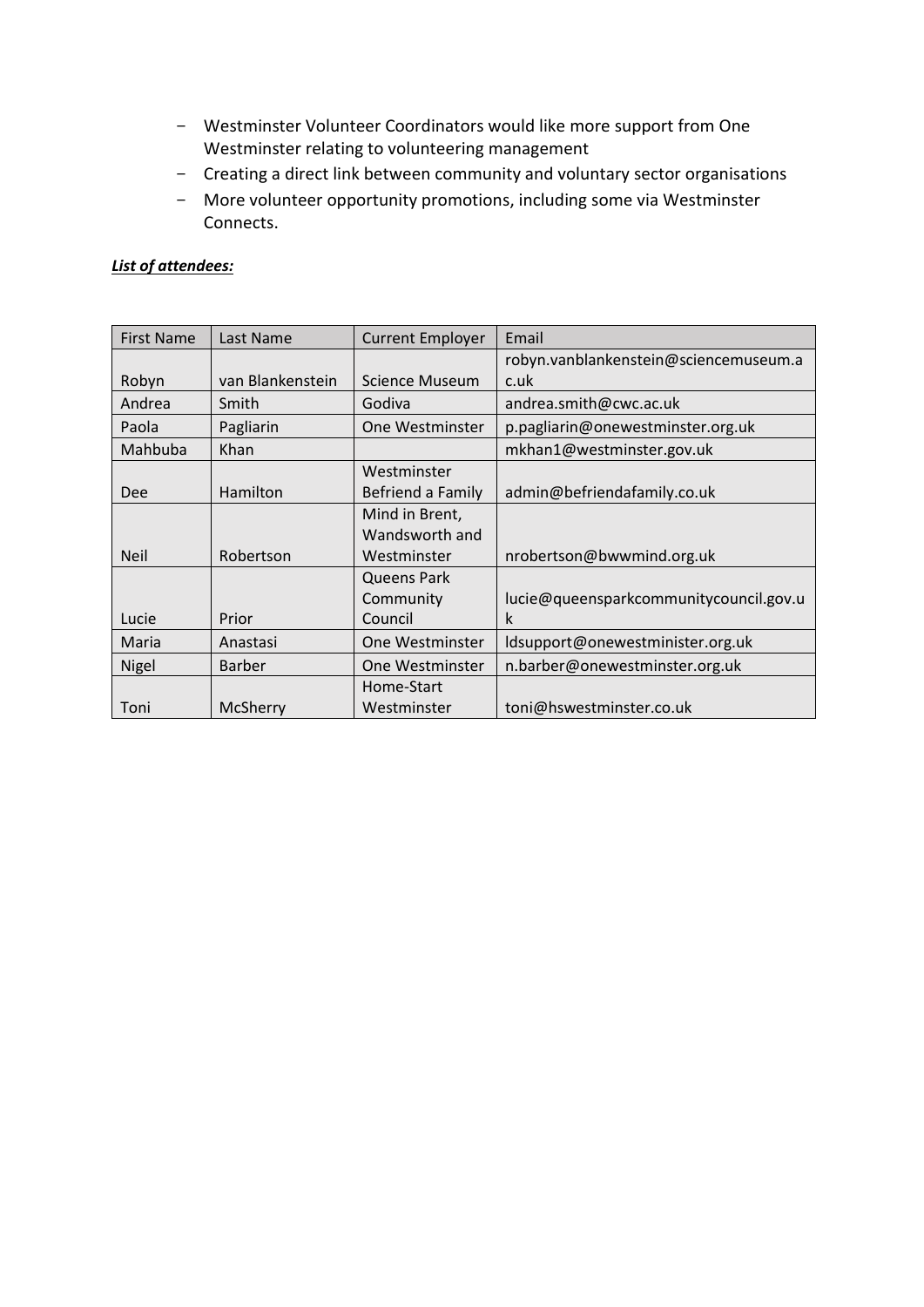- Westminster Volunteer Coordinators would like more support from One Westminster relating to volunteering management
- Creating a direct link between community and voluntary sector organisations
- More volunteer opportunity promotions, including some via Westminster Connects.

***List of attendees:***

| First Name | Last Name | Current Employer | Email |
|---|---|---|---|
| Robyn | van Blankenstein | Science Museum | robyn.vanblankenstein@sciencemuseum.ac.uk |
| Andrea | Smith | Godiva | andrea.smith@cwc.ac.uk |
| Paola | Pagliarin | One Westminster | p.pagliarin@onewestminster.org.uk |
| Mahbuba | Khan | | mkhan1@westminster.gov.uk |
| Dee | Hamilton | Westminster Befriend a Family | admin@befriendafamily.co.uk |
| Neil | Robertson | Mind in Brent, Wandsworth and Westminster | nrobertson@bwwmind.org.uk |
| Lucie | Prior | Queens Park Community Council | lucie@queensparkcommunitycouncil.gov.uk |
| Maria | Anastasi | One Westminster | ldsupport@onewestminister.org.uk |
| Nigel | Barber | One Westminster | n.barber@onewestminster.org.uk |
| Toni | McSherry | Home-Start Westminster | toni@hswestminster.co.uk |